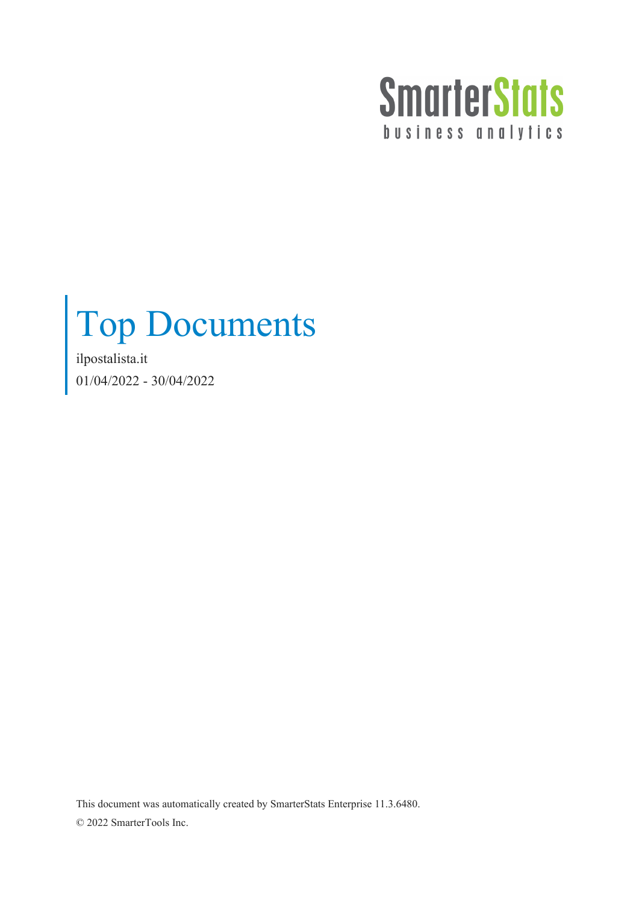SmarterStats
business analytics

# Top Documents

ilpostalista.it

01/04/2022 - 30/04/2022

This document was automatically created by SmarterStats Enterprise 11.3.6480.

© 2022 SmarterTools Inc.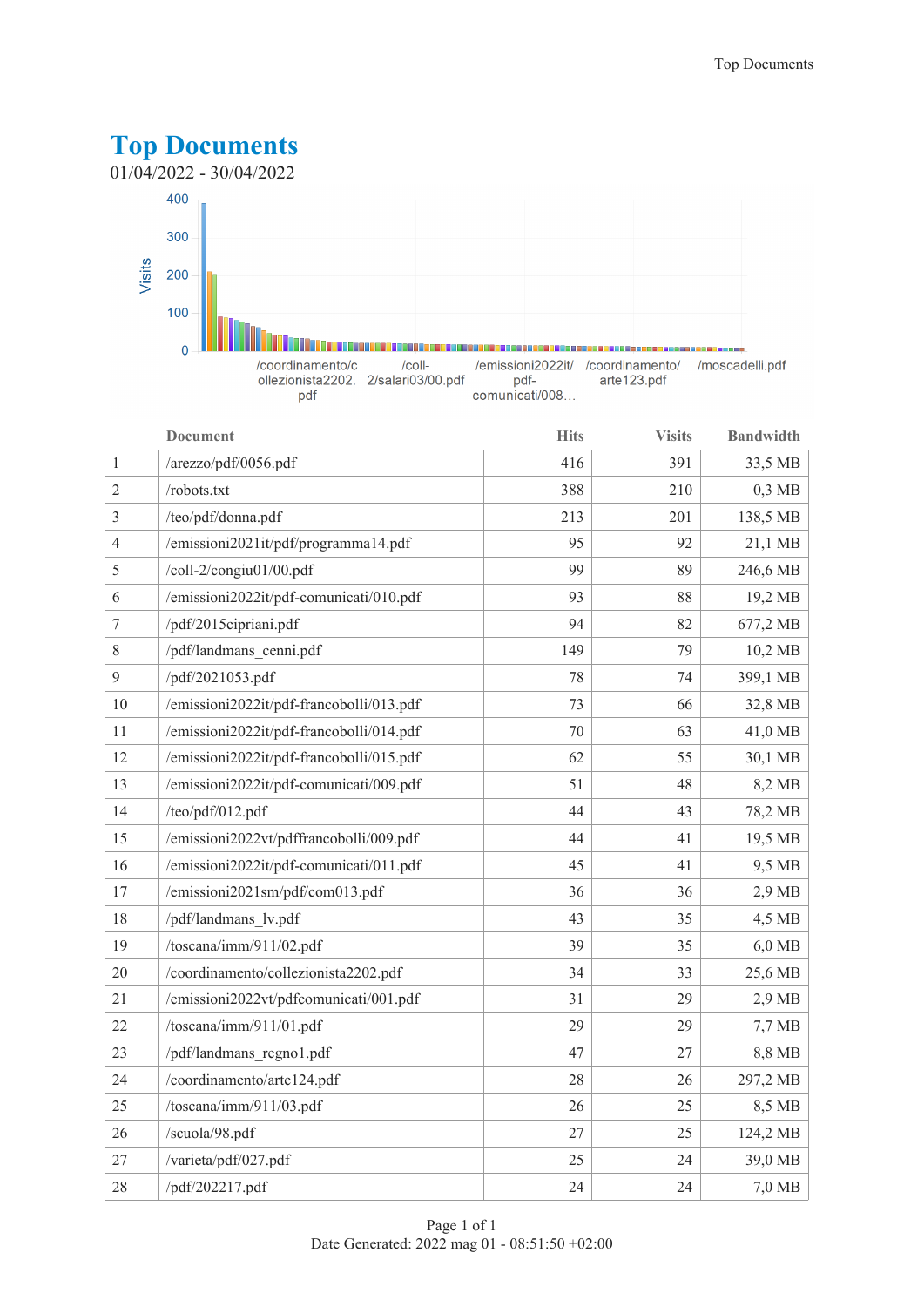# Top Documents

01/04/2022 - 30/04/2022

|  | Document | Hits | Visits | Bandwidth |
|---|---|---|---|---|
| 1 | /arezzo/pdf/0056.pdf | 416 | 391 | 33,5 MB |
| 2 | /robots.txt | 388 | 210 | 0,3 MB |
| 3 | /teo/pdf/donna.pdf | 213 | 201 | 138,5 MB |
| 4 | /emissioni2021it/pdf/programma14.pdf | 95 | 92 | 21,1 MB |
| 5 | /coll-2/congiu01/00.pdf | 99 | 89 | 246,6 MB |
| 6 | /emissioni2022it/pdf-comunicati/010.pdf | 93 | 88 | 19,2 MB |
| 7 | /pdf/2015cipriani.pdf | 94 | 82 | 677,2 MB |
| 8 | /pdf/landmans_cenni.pdf | 149 | 79 | 10,2 MB |
| 9 | /pdf/2021053.pdf | 78 | 74 | 399,1 MB |
| 10 | /emissioni2022it/pdf-francobolli/013.pdf | 73 | 66 | 32,8 MB |
| 11 | /emissioni2022it/pdf-francobolli/014.pdf | 70 | 63 | 41,0 MB |
| 12 | /emissioni2022it/pdf-francobolli/015.pdf | 62 | 55 | 30,1 MB |
| 13 | /emissioni2022it/pdf-comunicati/009.pdf | 51 | 48 | 8,2 MB |
| 14 | /teo/pdf/012.pdf | 44 | 43 | 78,2 MB |
| 15 | /emissioni2022vt/pdffrancobolli/009.pdf | 44 | 41 | 19,5 MB |
| 16 | /emissioni2022it/pdf-comunicati/011.pdf | 45 | 41 | 9,5 MB |
| 17 | /emissioni2021sm/pdf/com013.pdf | 36 | 36 | 2,9 MB |
| 18 | /pdf/landmans_lv.pdf | 43 | 35 | 4,5 MB |
| 19 | /toscana/imm/911/02.pdf | 39 | 35 | 6,0 MB |
| 20 | /coordinamento/collezionista2202.pdf | 34 | 33 | 25,6 MB |
| 21 | /emissioni2022vt/pdfcomunicati/001.pdf | 31 | 29 | 2,9 MB |
| 22 | /toscana/imm/911/01.pdf | 29 | 29 | 7,7 MB |
| 23 | /pdf/landmans_regno1.pdf | 47 | 27 | 8,8 MB |
| 24 | /coordinamento/arte124.pdf | 28 | 26 | 297,2 MB |
| 25 | /toscana/imm/911/03.pdf | 26 | 25 | 8,5 MB |
| 26 | /scuola/98.pdf | 27 | 25 | 124,2 MB |
| 27 | /varieta/pdf/027.pdf | 25 | 24 | 39,0 MB |
| 28 | /pdf/202217.pdf | 24 | 24 | 7,0 MB |

Date Generated: 2022 mag 01 - 08:51:50 +02:00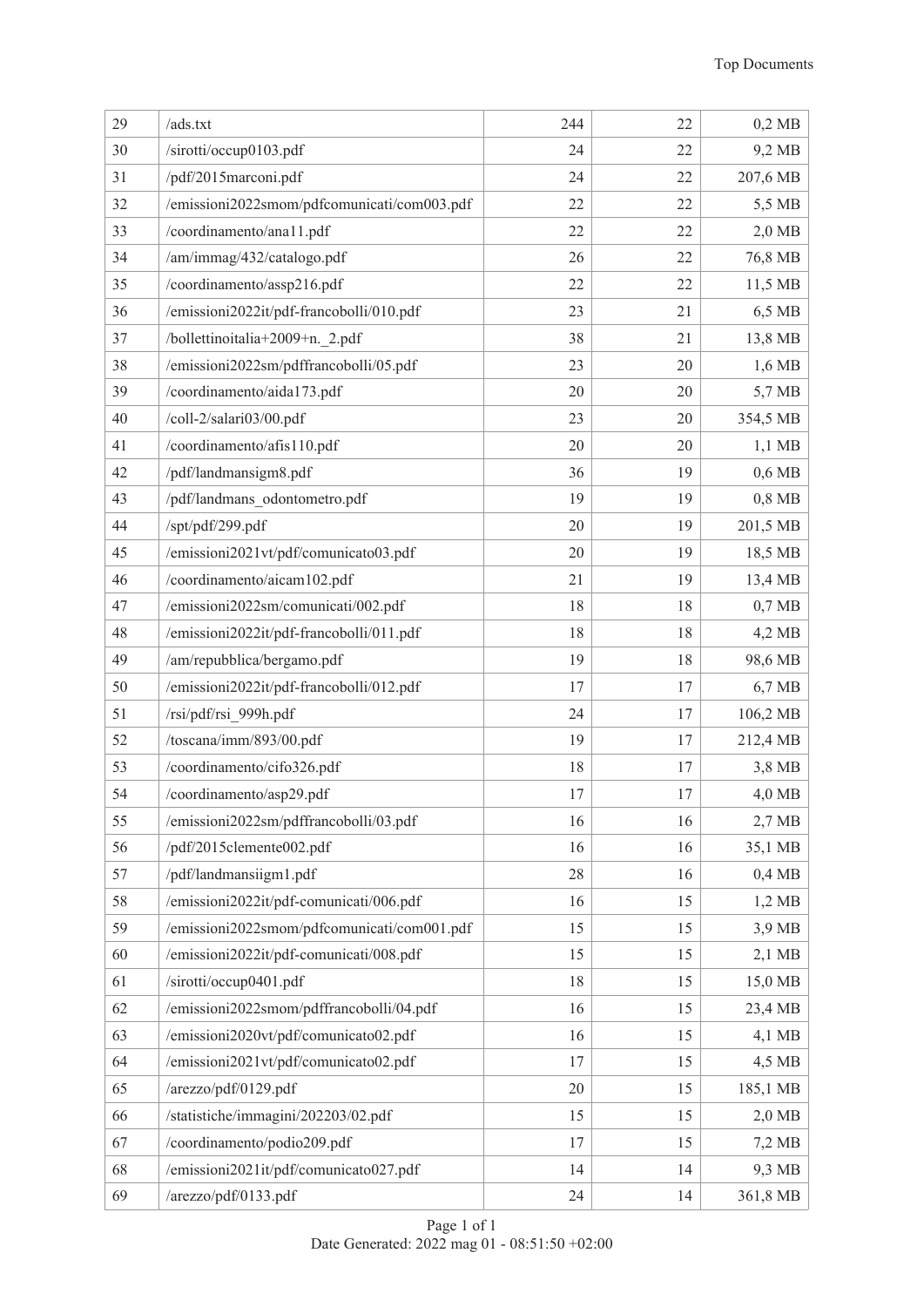| 29 | /ads.txt | 244 | 22 | 0,2 MB |
|---|---|---|---|---|
| 30 | /sirotti/occup0103.pdf | 24 | 22 | 9,2 MB |
| 31 | /pdf/2015marconi.pdf | 24 | 22 | 207,6 MB |
| 32 | /emissioni2022smom/pdfcomunicati/com003.pdf | 22 | 22 | 5,5 MB |
| 33 | /coordinamento/ana11.pdf | 22 | 22 | 2,0 MB |
| 34 | /am/immag/432/catalogo.pdf | 26 | 22 | 76,8 MB |
| 35 | /coordinamento/assp216.pdf | 22 | 22 | 11,5 MB |
| 36 | /emissioni2022it/pdf-francobolli/010.pdf | 23 | 21 | 6,5 MB |
| 37 | /bollettinoitalia+2009+n._2.pdf | 38 | 21 | 13,8 MB |
| 38 | /emissioni2022sm/pdffrancobolli/05.pdf | 23 | 20 | 1,6 MB |
| 39 | /coordinamento/aida173.pdf | 20 | 20 | 5,7 MB |
| 40 | /coll-2/salari03/00.pdf | 23 | 20 | 354,5 MB |
| 41 | /coordinamento/afis110.pdf | 20 | 20 | 1,1 MB |
| 42 | /pdf/landmansigm8.pdf | 36 | 19 | 0,6 MB |
| 43 | /pdf/landmans_odontometro.pdf | 19 | 19 | 0,8 MB |
| 44 | /spt/pdf/299.pdf | 20 | 19 | 201,5 MB |
| 45 | /emissioni2021vt/pdf/comunicato03.pdf | 20 | 19 | 18,5 MB |
| 46 | /coordinamento/aicam102.pdf | 21 | 19 | 13,4 MB |
| 47 | /emissioni2022sm/comunicati/002.pdf | 18 | 18 | 0,7 MB |
| 48 | /emissioni2022it/pdf-francobolli/011.pdf | 18 | 18 | 4,2 MB |
| 49 | /am/repubblica/bergamo.pdf | 19 | 18 | 98,6 MB |
| 50 | /emissioni2022it/pdf-francobolli/012.pdf | 17 | 17 | 6,7 MB |
| 51 | /rsi/pdf/rsi_999h.pdf | 24 | 17 | 106,2 MB |
| 52 | /toscana/imm/893/00.pdf | 19 | 17 | 212,4 MB |
| 53 | /coordinamento/cifo326.pdf | 18 | 17 | 3,8 MB |
| 54 | /coordinamento/asp29.pdf | 17 | 17 | 4,0 MB |
| 55 | /emissioni2022sm/pdffrancobolli/03.pdf | 16 | 16 | 2,7 MB |
| 56 | /pdf/2015clemente002.pdf | 16 | 16 | 35,1 MB |
| 57 | /pdf/landmansiigm1.pdf | 28 | 16 | 0,4 MB |
| 58 | /emissioni2022it/pdf-comunicati/006.pdf | 16 | 15 | 1,2 MB |
| 59 | /emissioni2022smom/pdfcomunicati/com001.pdf | 15 | 15 | 3,9 MB |
| 60 | /emissioni2022it/pdf-comunicati/008.pdf | 15 | 15 | 2,1 MB |
| 61 | /sirotti/occup0401.pdf | 18 | 15 | 15,0 MB |
| 62 | /emissioni2022smom/pdffrancobolli/04.pdf | 16 | 15 | 23,4 MB |
| 63 | /emissioni2020vt/pdf/comunicato02.pdf | 16 | 15 | 4,1 MB |
| 64 | /emissioni2021vt/pdf/comunicato02.pdf | 17 | 15 | 4,5 MB |
| 65 | /arezzo/pdf/0129.pdf | 20 | 15 | 185,1 MB |
| 66 | /statistiche/immagini/202203/02.pdf | 15 | 15 | 2,0 MB |
| 67 | /coordinamento/podio209.pdf | 17 | 15 | 7,2 MB |
| 68 | /emissioni2021it/pdf/comunicato027.pdf | 14 | 14 | 9,3 MB |
| 69 | /arezzo/pdf/0133.pdf | 24 | 14 | 361,8 MB |

Date Generated: 2022 mag 01 - 08:51:50 +02:00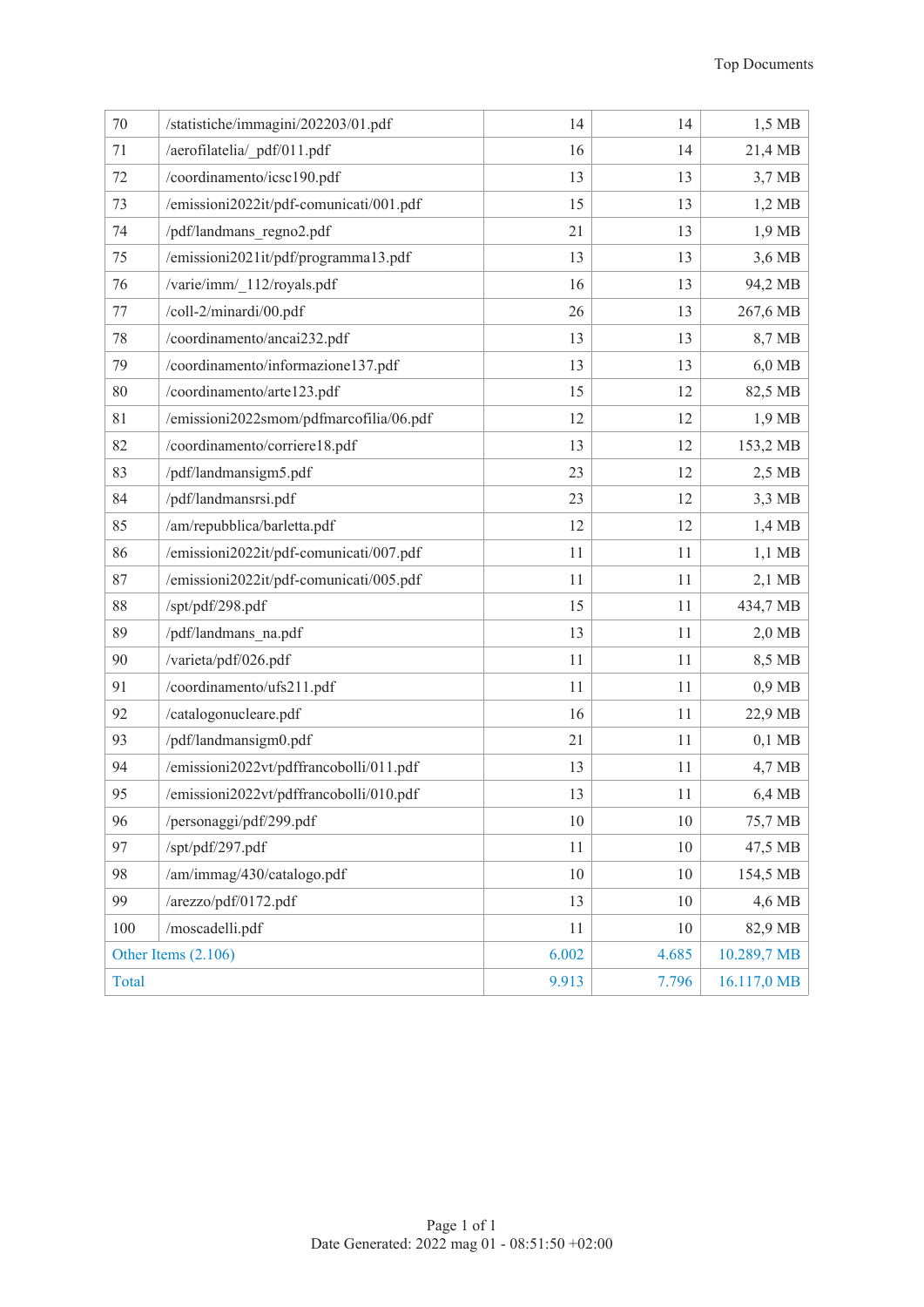| | | | | |
|---|---|---|---|---|
| 70 | /statistiche/immagini/202203/01.pdf | 14 | 14 | 1,5 MB |
| 71 | /aerofilatelia/_pdf/011.pdf | 16 | 14 | 21,4 MB |
| 72 | /coordinamento/icsc190.pdf | 13 | 13 | 3,7 MB |
| 73 | /emissioni2022it/pdf-comunicati/001.pdf | 15 | 13 | 1,2 MB |
| 74 | /pdf/landmans_regno2.pdf | 21 | 13 | 1,9 MB |
| 75 | /emissioni2021it/pdf/programma13.pdf | 13 | 13 | 3,6 MB |
| 76 | /varie/imm/_112/royals.pdf | 16 | 13 | 94,2 MB |
| 77 | /coll-2/minardi/00.pdf | 26 | 13 | 267,6 MB |
| 78 | /coordinamento/ancai232.pdf | 13 | 13 | 8,7 MB |
| 79 | /coordinamento/informazione137.pdf | 13 | 13 | 6,0 MB |
| 80 | /coordinamento/arte123.pdf | 15 | 12 | 82,5 MB |
| 81 | /emissioni2022smom/pdfmarcofilia/06.pdf | 12 | 12 | 1,9 MB |
| 82 | /coordinamento/corriere18.pdf | 13 | 12 | 153,2 MB |
| 83 | /pdf/landmansigm5.pdf | 23 | 12 | 2,5 MB |
| 84 | /pdf/landmansrsi.pdf | 23 | 12 | 3,3 MB |
| 85 | /am/repubblica/barletta.pdf | 12 | 12 | 1,4 MB |
| 86 | /emissioni2022it/pdf-comunicati/007.pdf | 11 | 11 | 1,1 MB |
| 87 | /emissioni2022it/pdf-comunicati/005.pdf | 11 | 11 | 2,1 MB |
| 88 | /spt/pdf/298.pdf | 15 | 11 | 434,7 MB |
| 89 | /pdf/landmans_na.pdf | 13 | 11 | 2,0 MB |
| 90 | /varieta/pdf/026.pdf | 11 | 11 | 8,5 MB |
| 91 | /coordinamento/ufs211.pdf | 11 | 11 | 0,9 MB |
| 92 | /catalogonucleare.pdf | 16 | 11 | 22,9 MB |
| 93 | /pdf/landmansigm0.pdf | 21 | 11 | 0,1 MB |
| 94 | /emissioni2022vt/pdffrancobolli/011.pdf | 13 | 11 | 4,7 MB |
| 95 | /emissioni2022vt/pdffrancobolli/010.pdf | 13 | 11 | 6,4 MB |
| 96 | /personaggi/pdf/299.pdf | 10 | 10 | 75,7 MB |
| 97 | /spt/pdf/297.pdf | 11 | 10 | 47,5 MB |
| 98 | /am/immag/430/catalogo.pdf | 10 | 10 | 154,5 MB |
| 99 | /arezzo/pdf/0172.pdf | 13 | 10 | 4,6 MB |
| 100 | /moscadelli.pdf | 11 | 10 | 82,9 MB |
| Other Items (2.106) | | 6.002 | 4.685 | 10.289,7 MB |
| Total | | 9.913 | 7.796 | 16.117,0 MB |

Date Generated: 2022 mag 01 - 08:51:50 +02:00